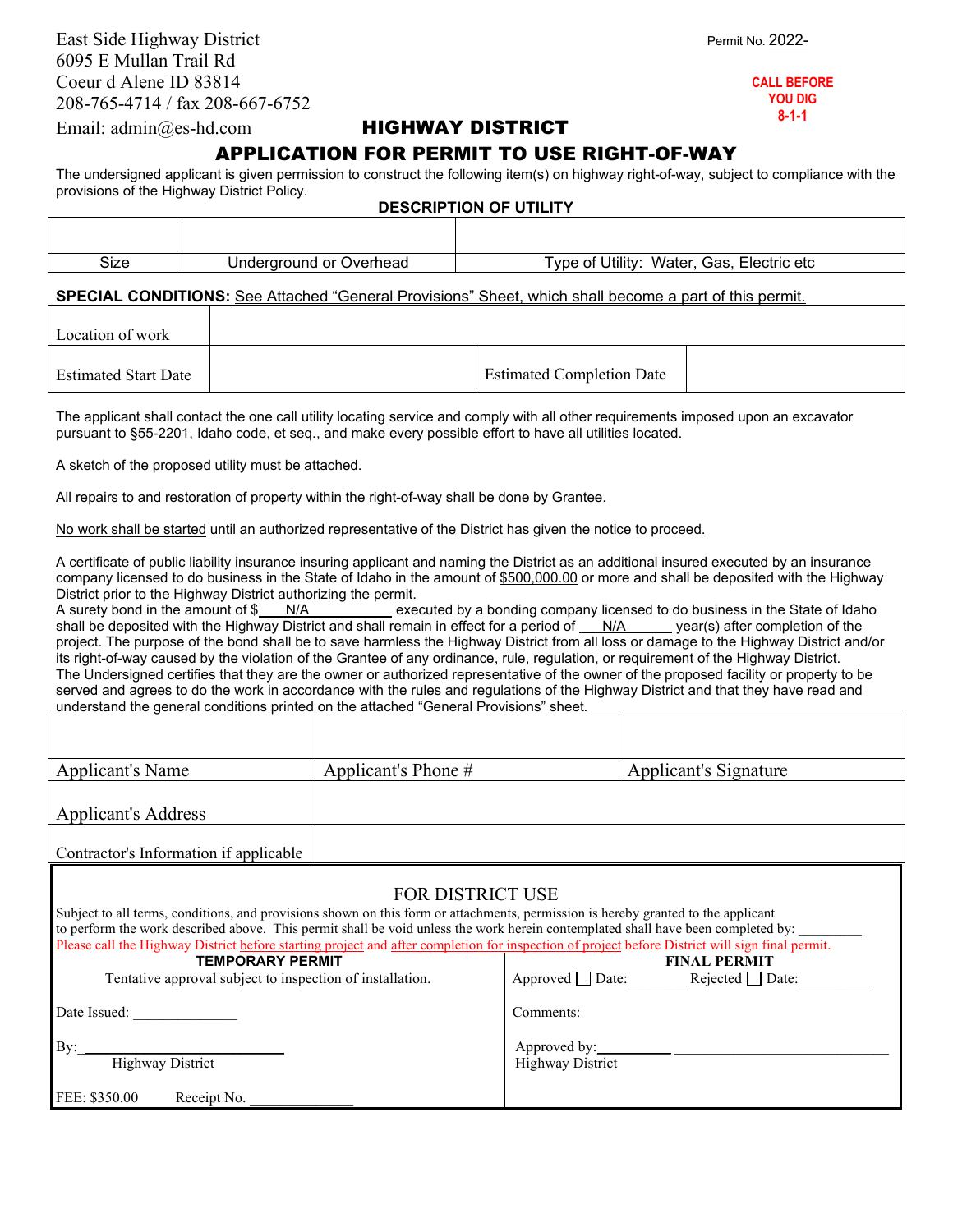East Side Highway District
6095 E Mullan Trail Rd
Coeur d Alene ID 83814
208-765-4714 / fax 208-667-6752
Email: admin@es-hd.com

Permit No. 2022-

**CALL BEFORE YOU DIG 8-1-1**

# HIGHWAY DISTRICT

# APPLICATION FOR PERMIT TO USE RIGHT-OF-WAY

The undersigned applicant is given permission to construct the following item(s) on highway right-of-way, subject to compliance with the provisions of the Highway District Policy.

**DESCRIPTION OF UTILITY**

| | | |
|---|---|---|
| Size | Underground or Overhead | Type of Utility: Water, Gas, Electric etc |

**SPECIAL CONDITIONS:** See Attached "General Provisions" Sheet, which shall become a part of this permit.

| | | | |
|---|---|---|---|
| Location of work | | | |
| Estimated Start Date | | Estimated Completion Date | |

The applicant shall contact the one call utility locating service and comply with all other requirements imposed upon an excavator pursuant to §55-2201, Idaho code, et seq., and make every possible effort to have all utilities located.

A sketch of the proposed utility must be attached.

All repairs to and restoration of property within the right-of-way shall be done by Grantee.

No work shall be started until an authorized representative of the District has given the notice to proceed.

A certificate of public liability insurance insuring applicant and naming the District as an additional insured executed by an insurance company licensed to do business in the State of Idaho in the amount of $500,000.00 or more and shall be deposited with the Highway District prior to the Highway District authorizing the permit.
A surety bond in the amount of $ N/A executed by a bonding company licensed to do business in the State of Idaho shall be deposited with the Highway District and shall remain in effect for a period of N/A year(s) after completion of the project. The purpose of the bond shall be to save harmless the Highway District from all loss or damage to the Highway District and/or its right-of-way caused by the violation of the Grantee of any ordinance, rule, regulation, or requirement of the Highway District.
The Undersigned certifies that they are the owner or authorized representative of the owner of the proposed facility or property to be served and agrees to do the work in accordance with the rules and regulations of the Highway District and that they have read and understand the general conditions printed on the attached "General Provisions" sheet.

| | | |
|---|---|---|
| Applicant's Name | Applicant's Phone # | Applicant's Signature |
| Applicant's Address | | |
| Contractor's Information if applicable | | |

## FOR DISTRICT USE

Subject to all terms, conditions, and provisions shown on this form or attachments, permission is hereby granted to the applicant to perform the work described above. This permit shall be void unless the work herein contemplated shall have been completed by: ________
Please call the Highway District before starting project and after completion for inspection of project before District will sign final permit.

| TEMPORARY PERMIT | FINAL PERMIT |
|---|---|
| Tentative approval subject to inspection of installation. | Approved ☐ Date:________ Rejected ☐ Date:__________ |
| Date Issued: ______________ | Comments: |
| By: ____________________________ Highway District | Approved by: __________ ____________________________ Highway District |
| FEE: $350.00 Receipt No. ______________ | |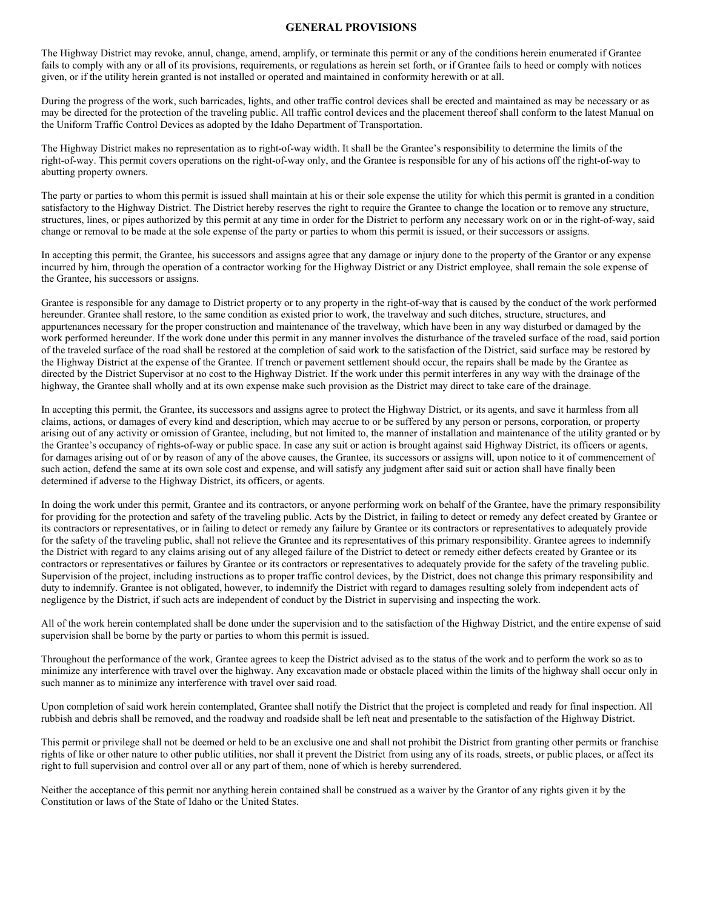## GENERAL PROVISIONS

The Highway District may revoke, annul, change, amend, amplify, or terminate this permit or any of the conditions herein enumerated if Grantee fails to comply with any or all of its provisions, requirements, or regulations as herein set forth, or if Grantee fails to heed or comply with notices given, or if the utility herein granted is not installed or operated and maintained in conformity herewith or at all.

During the progress of the work, such barricades, lights, and other traffic control devices shall be erected and maintained as may be necessary or as may be directed for the protection of the traveling public. All traffic control devices and the placement thereof shall conform to the latest Manual on the Uniform Traffic Control Devices as adopted by the Idaho Department of Transportation.

The Highway District makes no representation as to right-of-way width. It shall be the Grantee's responsibility to determine the limits of the right-of-way. This permit covers operations on the right-of-way only, and the Grantee is responsible for any of his actions off the right-of-way to abutting property owners.

The party or parties to whom this permit is issued shall maintain at his or their sole expense the utility for which this permit is granted in a condition satisfactory to the Highway District. The District hereby reserves the right to require the Grantee to change the location or to remove any structure, structures, lines, or pipes authorized by this permit at any time in order for the District to perform any necessary work on or in the right-of-way, said change or removal to be made at the sole expense of the party or parties to whom this permit is issued, or their successors or assigns.

In accepting this permit, the Grantee, his successors and assigns agree that any damage or injury done to the property of the Grantor or any expense incurred by him, through the operation of a contractor working for the Highway District or any District employee, shall remain the sole expense of the Grantee, his successors or assigns.

Grantee is responsible for any damage to District property or to any property in the right-of-way that is caused by the conduct of the work performed hereunder. Grantee shall restore, to the same condition as existed prior to work, the travelway and such ditches, structure, structures, and appurtenances necessary for the proper construction and maintenance of the travelway, which have been in any way disturbed or damaged by the work performed hereunder. If the work done under this permit in any manner involves the disturbance of the traveled surface of the road, said portion of the traveled surface of the road shall be restored at the completion of said work to the satisfaction of the District, said surface may be restored by the Highway District at the expense of the Grantee. If trench or pavement settlement should occur, the repairs shall be made by the Grantee as directed by the District Supervisor at no cost to the Highway District. If the work under this permit interferes in any way with the drainage of the highway, the Grantee shall wholly and at its own expense make such provision as the District may direct to take care of the drainage.

In accepting this permit, the Grantee, its successors and assigns agree to protect the Highway District, or its agents, and save it harmless from all claims, actions, or damages of every kind and description, which may accrue to or be suffered by any person or persons, corporation, or property arising out of any activity or omission of Grantee, including, but not limited to, the manner of installation and maintenance of the utility granted or by the Grantee's occupancy of rights-of-way or public space. In case any suit or action is brought against said Highway District, its officers or agents, for damages arising out of or by reason of any of the above causes, the Grantee, its successors or assigns will, upon notice to it of commencement of such action, defend the same at its own sole cost and expense, and will satisfy any judgment after said suit or action shall have finally been determined if adverse to the Highway District, its officers, or agents.

In doing the work under this permit, Grantee and its contractors, or anyone performing work on behalf of the Grantee, have the primary responsibility for providing for the protection and safety of the traveling public. Acts by the District, in failing to detect or remedy any defect created by Grantee or its contractors or representatives, or in failing to detect or remedy any failure by Grantee or its contractors or representatives to adequately provide for the safety of the traveling public, shall not relieve the Grantee and its representatives of this primary responsibility. Grantee agrees to indemnify the District with regard to any claims arising out of any alleged failure of the District to detect or remedy either defects created by Grantee or its contractors or representatives or failures by Grantee or its contractors or representatives to adequately provide for the safety of the traveling public. Supervision of the project, including instructions as to proper traffic control devices, by the District, does not change this primary responsibility and duty to indemnify. Grantee is not obligated, however, to indemnify the District with regard to damages resulting solely from independent acts of negligence by the District, if such acts are independent of conduct by the District in supervising and inspecting the work.

All of the work herein contemplated shall be done under the supervision and to the satisfaction of the Highway District, and the entire expense of said supervision shall be borne by the party or parties to whom this permit is issued.

Throughout the performance of the work, Grantee agrees to keep the District advised as to the status of the work and to perform the work so as to minimize any interference with travel over the highway. Any excavation made or obstacle placed within the limits of the highway shall occur only in such manner as to minimize any interference with travel over said road.

Upon completion of said work herein contemplated, Grantee shall notify the District that the project is completed and ready for final inspection. All rubbish and debris shall be removed, and the roadway and roadside shall be left neat and presentable to the satisfaction of the Highway District.

This permit or privilege shall not be deemed or held to be an exclusive one and shall not prohibit the District from granting other permits or franchise rights of like or other nature to other public utilities, nor shall it prevent the District from using any of its roads, streets, or public places, or affect its right to full supervision and control over all or any part of them, none of which is hereby surrendered.

Neither the acceptance of this permit nor anything herein contained shall be construed as a waiver by the Grantor of any rights given it by the Constitution or laws of the State of Idaho or the United States.